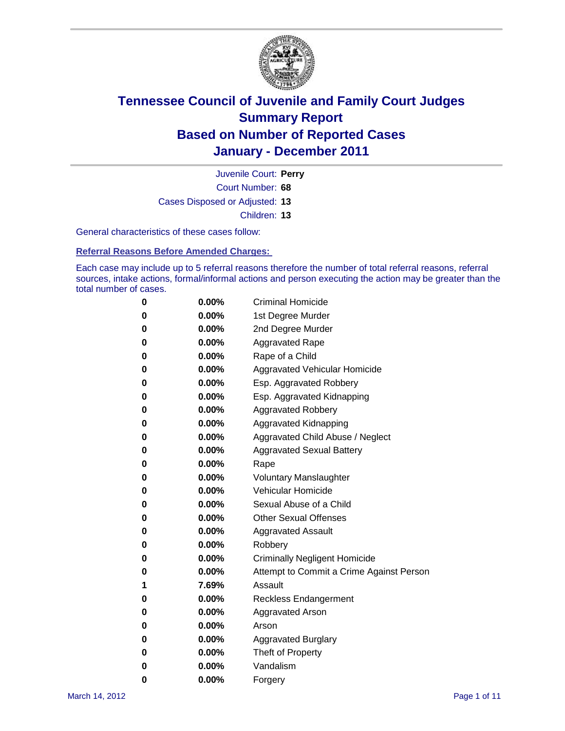# Tennessee Council of Juvenile and Family Court Judges
## Summary Report
## Based on Number of Reported Cases
## January - December 2011

Juvenile Court: **Perry**

Court Number: **68**

Cases Disposed or Adjusted: **13**

Children: **13**

General characteristics of these cases follow:

### Referral Reasons Before Amended Charges:

Each case may include up to 5 referral reasons therefore the number of total referral reasons, referral sources, intake actions, formal/informal actions and person executing the action may be greater than the total number of cases.

| | | |
|---|---|---|
| 0 | 0.00% | Criminal Homicide |
| 0 | 0.00% | 1st Degree Murder |
| 0 | 0.00% | 2nd Degree Murder |
| 0 | 0.00% | Aggravated Rape |
| 0 | 0.00% | Rape of a Child |
| 0 | 0.00% | Aggravated Vehicular Homicide |
| 0 | 0.00% | Esp. Aggravated Robbery |
| 0 | 0.00% | Esp. Aggravated Kidnapping |
| 0 | 0.00% | Aggravated Robbery |
| 0 | 0.00% | Aggravated Kidnapping |
| 0 | 0.00% | Aggravated Child Abuse / Neglect |
| 0 | 0.00% | Aggravated Sexual Battery |
| 0 | 0.00% | Rape |
| 0 | 0.00% | Voluntary Manslaughter |
| 0 | 0.00% | Vehicular Homicide |
| 0 | 0.00% | Sexual Abuse of a Child |
| 0 | 0.00% | Other Sexual Offenses |
| 0 | 0.00% | Aggravated Assault |
| 0 | 0.00% | Robbery |
| 0 | 0.00% | Criminally Negligent Homicide |
| 0 | 0.00% | Attempt to Commit a Crime Against Person |
| 1 | 7.69% | Assault |
| 0 | 0.00% | Reckless Endangerment |
| 0 | 0.00% | Aggravated Arson |
| 0 | 0.00% | Arson |
| 0 | 0.00% | Aggravated Burglary |
| 0 | 0.00% | Theft of Property |
| 0 | 0.00% | Vandalism |
| 0 | 0.00% | Forgery |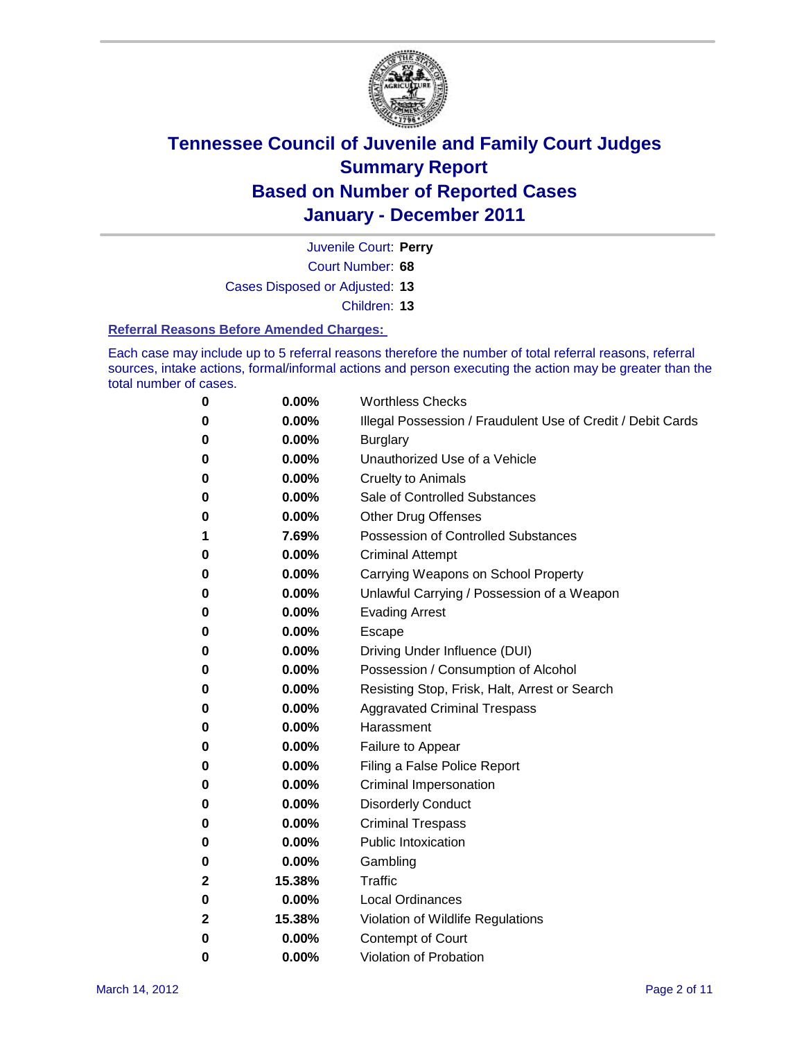# Tennessee Council of Juvenile and Family Court Judges
# Summary Report
# Based on Number of Reported Cases
# January - December 2011

Juvenile Court: **Perry**

Court Number: **68**

Cases Disposed or Adjusted: **13**

Children: **13**

### Referral Reasons Before Amended Charges:

Each case may include up to 5 referral reasons therefore the number of total referral reasons, referral sources, intake actions, formal/informal actions and person executing the action may be greater than the total number of cases.

| | | |
|---|---|---|
| 0 | 0.00% | Worthless Checks |
| 0 | 0.00% | Illegal Possession / Fraudulent Use of Credit / Debit Cards |
| 0 | 0.00% | Burglary |
| 0 | 0.00% | Unauthorized Use of a Vehicle |
| 0 | 0.00% | Cruelty to Animals |
| 0 | 0.00% | Sale of Controlled Substances |
| 0 | 0.00% | Other Drug Offenses |
| 1 | 7.69% | Possession of Controlled Substances |
| 0 | 0.00% | Criminal Attempt |
| 0 | 0.00% | Carrying Weapons on School Property |
| 0 | 0.00% | Unlawful Carrying / Possession of a Weapon |
| 0 | 0.00% | Evading Arrest |
| 0 | 0.00% | Escape |
| 0 | 0.00% | Driving Under Influence (DUI) |
| 0 | 0.00% | Possession / Consumption of Alcohol |
| 0 | 0.00% | Resisting Stop, Frisk, Halt, Arrest or Search |
| 0 | 0.00% | Aggravated Criminal Trespass |
| 0 | 0.00% | Harassment |
| 0 | 0.00% | Failure to Appear |
| 0 | 0.00% | Filing a False Police Report |
| 0 | 0.00% | Criminal Impersonation |
| 0 | 0.00% | Disorderly Conduct |
| 0 | 0.00% | Criminal Trespass |
| 0 | 0.00% | Public Intoxication |
| 0 | 0.00% | Gambling |
| 2 | 15.38% | Traffic |
| 0 | 0.00% | Local Ordinances |
| 2 | 15.38% | Violation of Wildlife Regulations |
| 0 | 0.00% | Contempt of Court |
| 0 | 0.00% | Violation of Probation |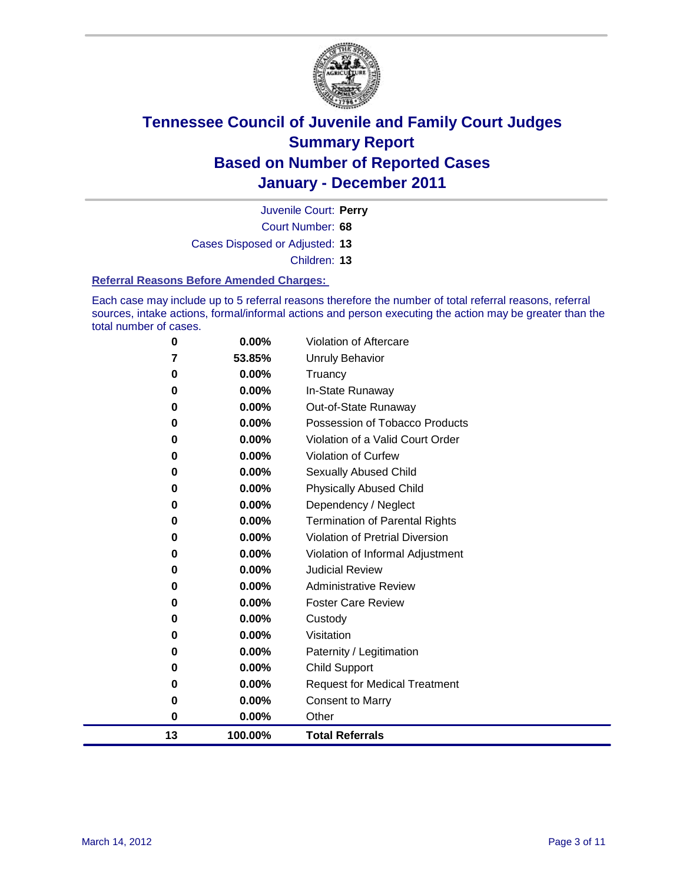# Tennessee Council of Juvenile and Family Court Judges
## Summary Report
## Based on Number of Reported Cases
## January - December 2011

Juvenile Court: **Perry**

Court Number: **68**

Cases Disposed or Adjusted: **13**

Children: **13**

### Referral Reasons Before Amended Charges:

Each case may include up to 5 referral reasons therefore the number of total referral reasons, referral sources, intake actions, formal/informal actions and person executing the action may be greater than the total number of cases.

| Count | Percent | Referral Reason |
|---|---|---|
| 0 | 0.00% | Violation of Aftercare |
| 7 | 53.85% | Unruly Behavior |
| 0 | 0.00% | Truancy |
| 0 | 0.00% | In-State Runaway |
| 0 | 0.00% | Out-of-State Runaway |
| 0 | 0.00% | Possession of Tobacco Products |
| 0 | 0.00% | Violation of a Valid Court Order |
| 0 | 0.00% | Violation of Curfew |
| 0 | 0.00% | Sexually Abused Child |
| 0 | 0.00% | Physically Abused Child |
| 0 | 0.00% | Dependency / Neglect |
| 0 | 0.00% | Termination of Parental Rights |
| 0 | 0.00% | Violation of Pretrial Diversion |
| 0 | 0.00% | Violation of Informal Adjustment |
| 0 | 0.00% | Judicial Review |
| 0 | 0.00% | Administrative Review |
| 0 | 0.00% | Foster Care Review |
| 0 | 0.00% | Custody |
| 0 | 0.00% | Visitation |
| 0 | 0.00% | Paternity / Legitimation |
| 0 | 0.00% | Child Support |
| 0 | 0.00% | Request for Medical Treatment |
| 0 | 0.00% | Consent to Marry |
| 0 | 0.00% | Other |
| **13** | **100.00%** | **Total Referrals** |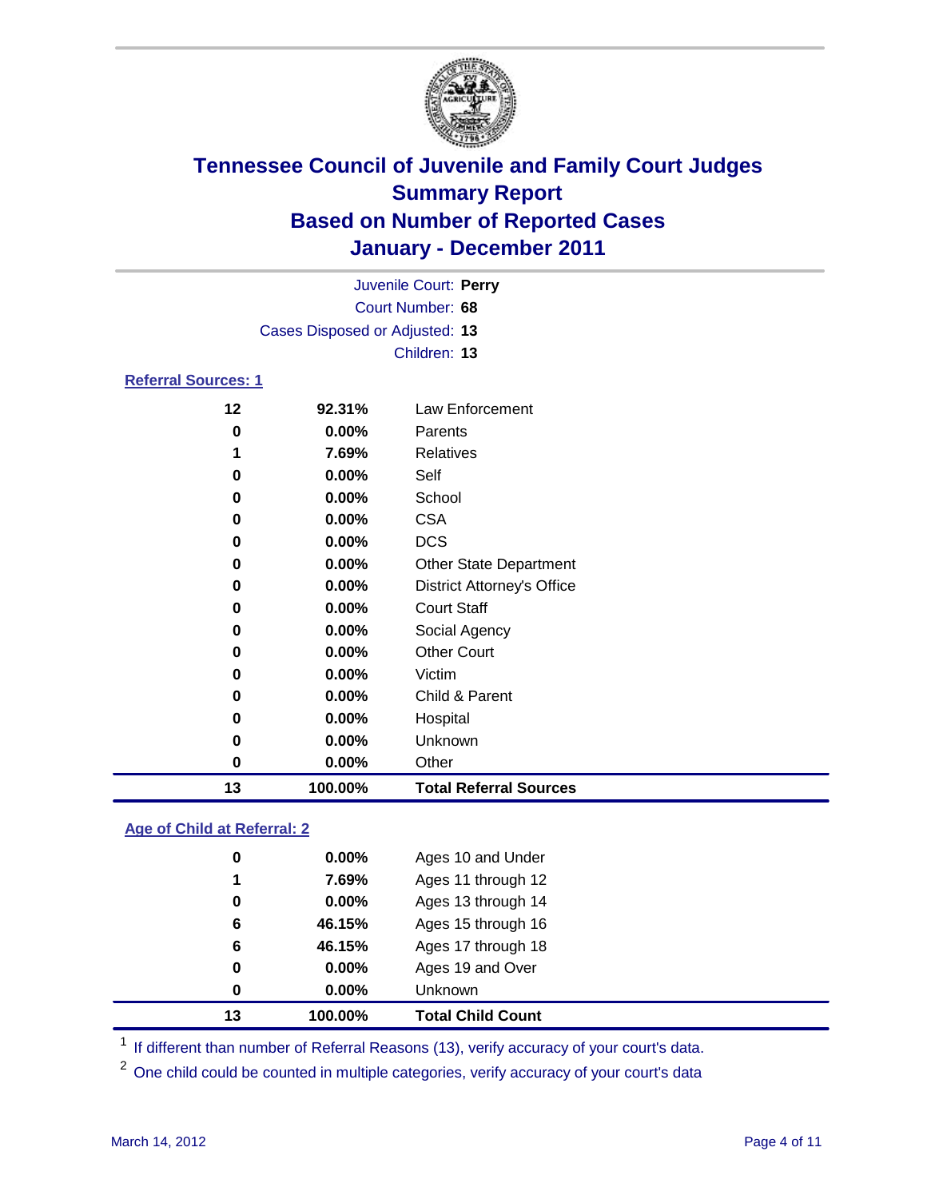# Tennessee Council of Juvenile and Family Court Judges
## Summary Report
## Based on Number of Reported Cases
## January - December 2011

Juvenile Court: **Perry**

Court Number: **68**

Cases Disposed or Adjusted: **13**

Children: **13**

### Referral Sources: 1

| | | |
|---|---|---|
| 12 | 92.31% | Law Enforcement |
| 0 | 0.00% | Parents |
| 1 | 7.69% | Relatives |
| 0 | 0.00% | Self |
| 0 | 0.00% | School |
| 0 | 0.00% | CSA |
| 0 | 0.00% | DCS |
| 0 | 0.00% | Other State Department |
| 0 | 0.00% | District Attorney's Office |
| 0 | 0.00% | Court Staff |
| 0 | 0.00% | Social Agency |
| 0 | 0.00% | Other Court |
| 0 | 0.00% | Victim |
| 0 | 0.00% | Child & Parent |
| 0 | 0.00% | Hospital |
| 0 | 0.00% | Unknown |
| 0 | 0.00% | Other |
| **13** | **100.00%** | **Total Referral Sources** |

### Age of Child at Referral: 2

| | | |
|---|---|---|
| 0 | 0.00% | Ages 10 and Under |
| 1 | 7.69% | Ages 11 through 12 |
| 0 | 0.00% | Ages 13 through 14 |
| 6 | 46.15% | Ages 15 through 16 |
| 6 | 46.15% | Ages 17 through 18 |
| 0 | 0.00% | Ages 19 and Over |
| 0 | 0.00% | Unknown |
| **13** | **100.00%** | **Total Child Count** |

[1] If different than number of Referral Reasons (13), verify accuracy of your court's data.

[2] One child could be counted in multiple categories, verify accuracy of your court's data

March 14, 2012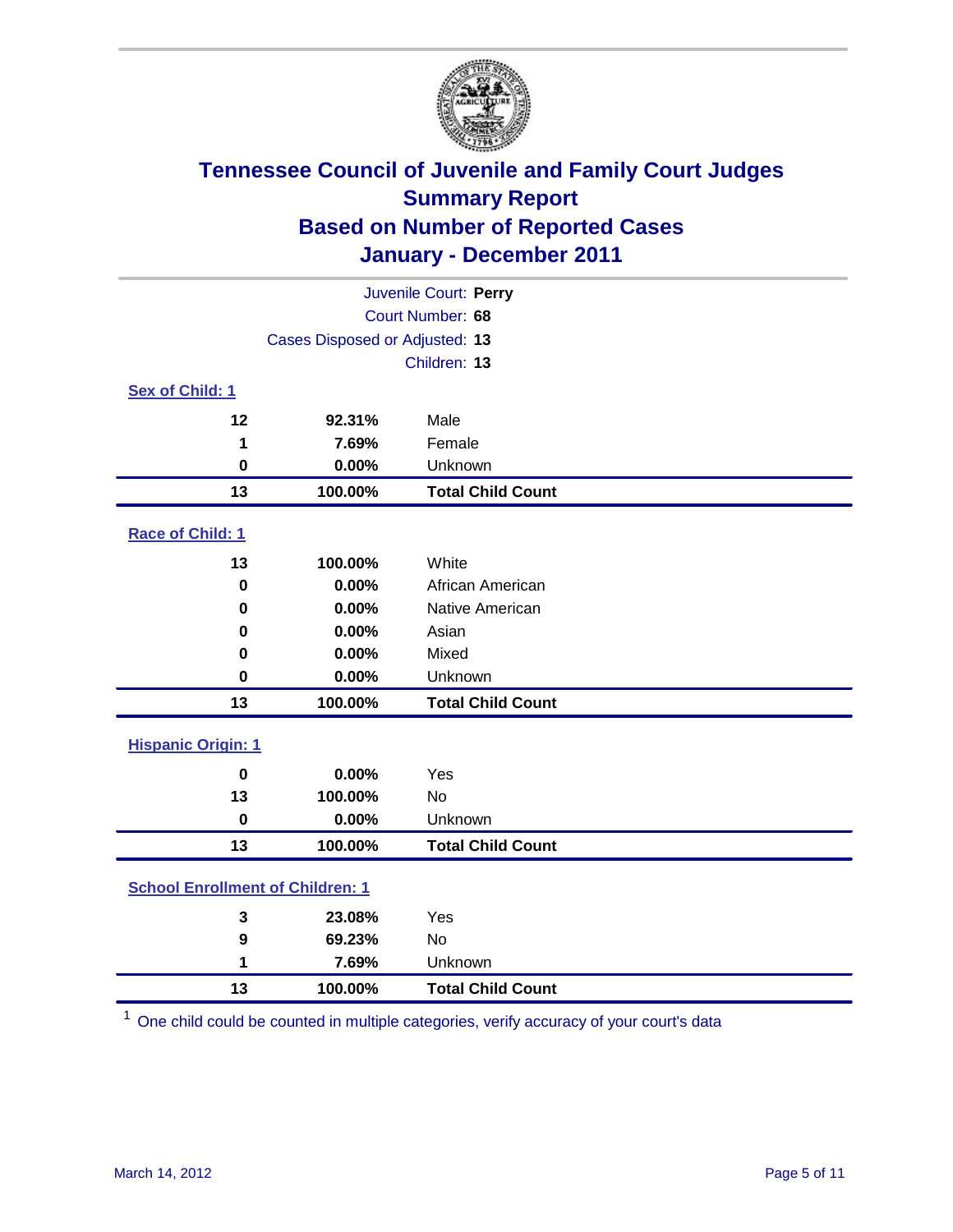# Tennessee Council of Juvenile and Family Court Judges
## Summary Report
## Based on Number of Reported Cases
## January - December 2011

Juvenile Court: **Perry**
Court Number: **68**
Cases Disposed or Adjusted: **13**
Children: **13**

### Sex of Child: [1]

| Count | Percent | Category |
|---|---|---|
| 12 | 92.31% | Male |
| 1 | 7.69% | Female |
| 0 | 0.00% | Unknown |
| **13** | **100.00%** | **Total Child Count** |

### Race of Child: [1]

| Count | Percent | Category |
|---|---|---|
| 13 | 100.00% | White |
| 0 | 0.00% | African American |
| 0 | 0.00% | Native American |
| 0 | 0.00% | Asian |
| 0 | 0.00% | Mixed |
| 0 | 0.00% | Unknown |
| **13** | **100.00%** | **Total Child Count** |

### Hispanic Origin: [1]

| Count | Percent | Category |
|---|---|---|
| 0 | 0.00% | Yes |
| 13 | 100.00% | No |
| 0 | 0.00% | Unknown |
| **13** | **100.00%** | **Total Child Count** |

### School Enrollment of Children: [1]

| Count | Percent | Category |
|---|---|---|
| 3 | 23.08% | Yes |
| 9 | 69.23% | No |
| 1 | 7.69% | Unknown |
| **13** | **100.00%** | **Total Child Count** |

[1] One child could be counted in multiple categories, verify accuracy of your court's data

March 14, 2012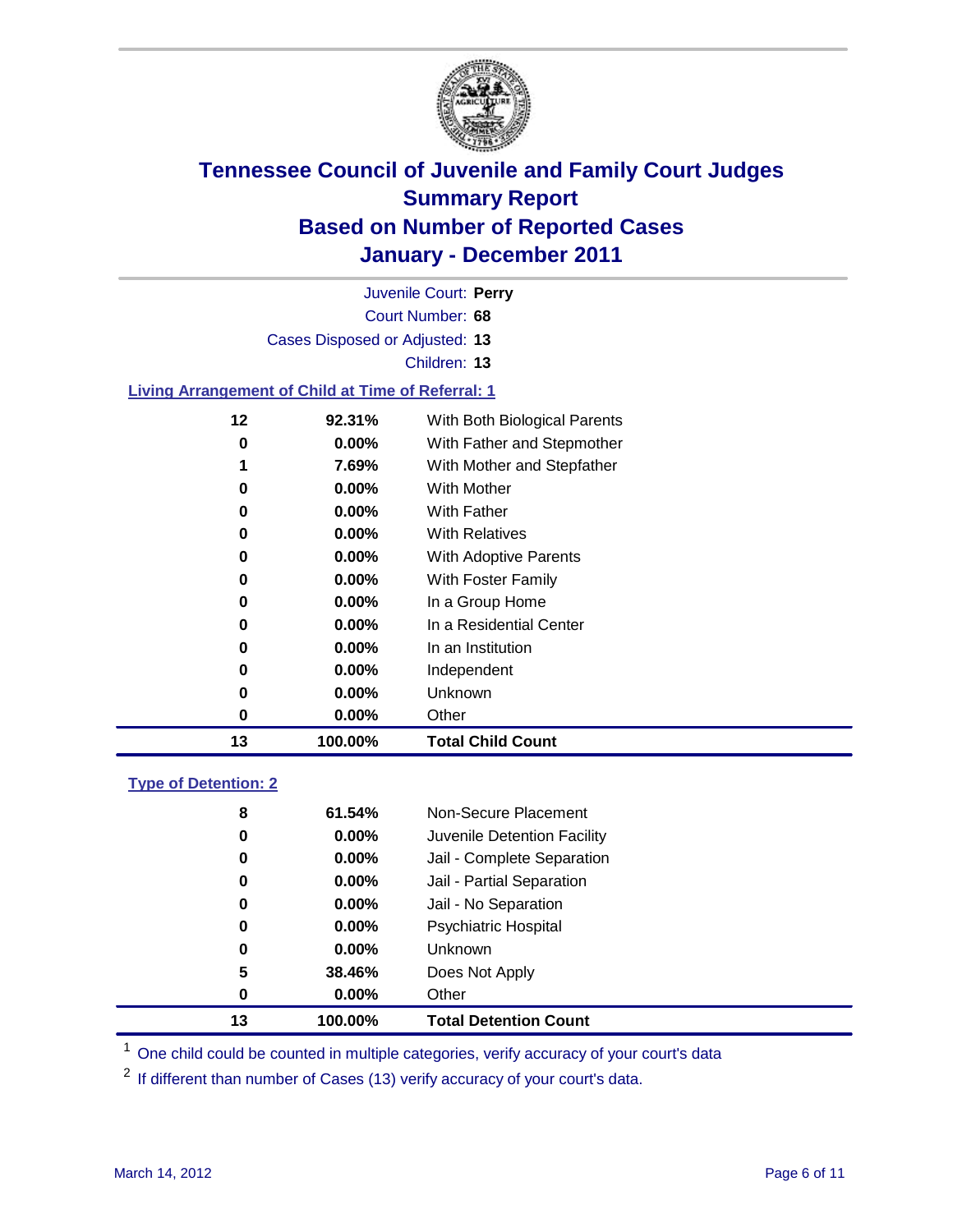# Tennessee Council of Juvenile and Family Court Judges
## Summary Report
## Based on Number of Reported Cases
## January - December 2011

Juvenile Court: **Perry**
Court Number: **68**
Cases Disposed or Adjusted: **13**
Children: **13**

### Living Arrangement of Child at Time of Referral: 1

| Count | Percent | Category |
|---|---|---|
| 12 | 92.31% | With Both Biological Parents |
| 0 | 0.00% | With Father and Stepmother |
| 1 | 7.69% | With Mother and Stepfather |
| 0 | 0.00% | With Mother |
| 0 | 0.00% | With Father |
| 0 | 0.00% | With Relatives |
| 0 | 0.00% | With Adoptive Parents |
| 0 | 0.00% | With Foster Family |
| 0 | 0.00% | In a Group Home |
| 0 | 0.00% | In a Residential Center |
| 0 | 0.00% | In an Institution |
| 0 | 0.00% | Independent |
| 0 | 0.00% | Unknown |
| 0 | 0.00% | Other |
| **13** | **100.00%** | **Total Child Count** |

### Type of Detention: 2

| Count | Percent | Category |
|---|---|---|
| 8 | 61.54% | Non-Secure Placement |
| 0 | 0.00% | Juvenile Detention Facility |
| 0 | 0.00% | Jail - Complete Separation |
| 0 | 0.00% | Jail - Partial Separation |
| 0 | 0.00% | Jail - No Separation |
| 0 | 0.00% | Psychiatric Hospital |
| 0 | 0.00% | Unknown |
| 5 | 38.46% | Does Not Apply |
| 0 | 0.00% | Other |
| **13** | **100.00%** | **Total Detention Count** |

[1] One child could be counted in multiple categories, verify accuracy of your court's data

[2] If different than number of Cases (13) verify accuracy of your court's data.

March 14, 2012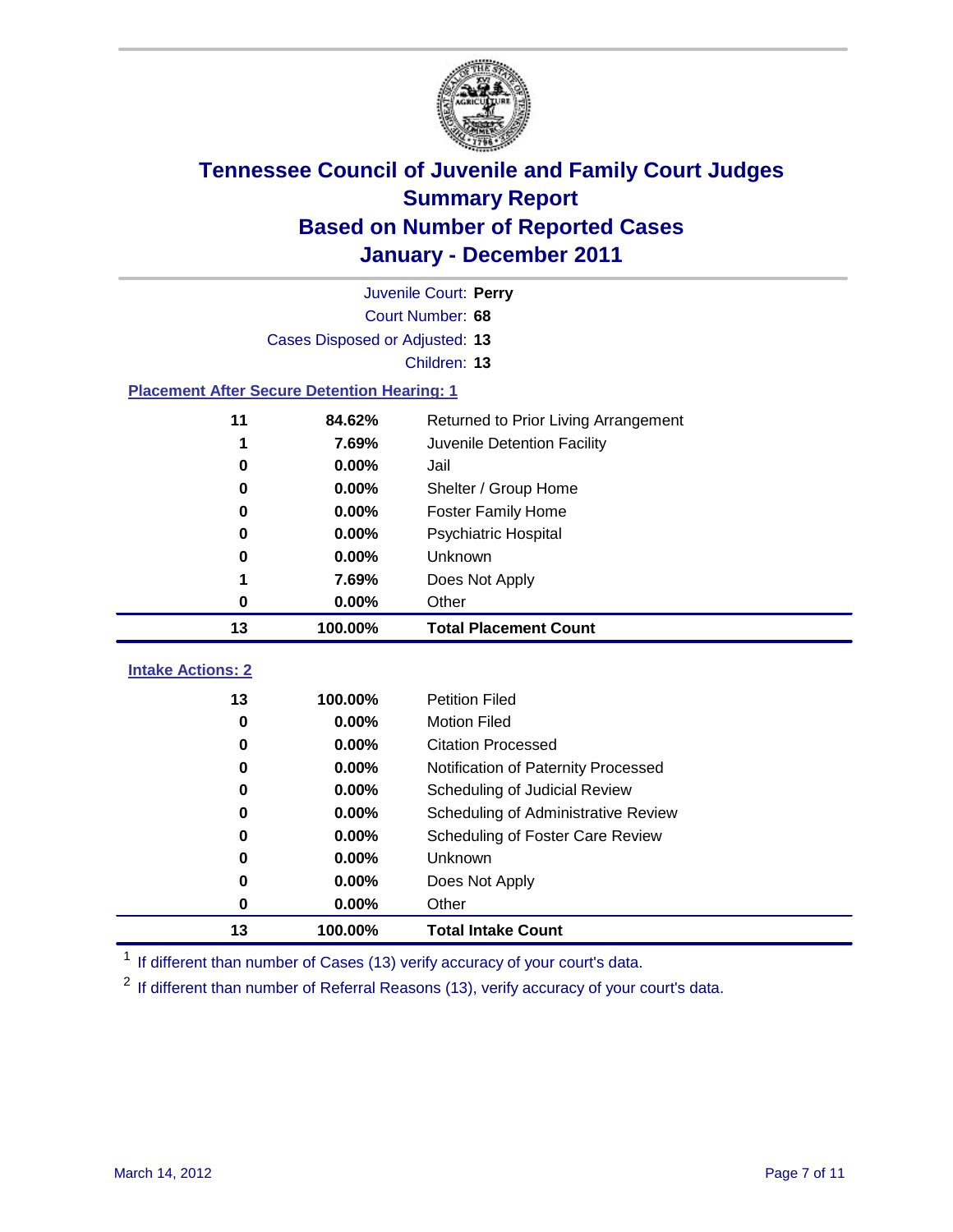# Tennessee Council of Juvenile and Family Court Judges
## Summary Report
## Based on Number of Reported Cases
## January - December 2011

Juvenile Court: **Perry**

Court Number: **68**

Cases Disposed or Adjusted: **13**

Children: **13**

### Placement After Secure Detention Hearing: 1

| Count | Percent | Placement |
|---|---|---|
| 11 | 84.62% | Returned to Prior Living Arrangement |
| 1 | 7.69% | Juvenile Detention Facility |
| 0 | 0.00% | Jail |
| 0 | 0.00% | Shelter / Group Home |
| 0 | 0.00% | Foster Family Home |
| 0 | 0.00% | Psychiatric Hospital |
| 0 | 0.00% | Unknown |
| 1 | 7.69% | Does Not Apply |
| 0 | 0.00% | Other |
| **13** | **100.00%** | **Total Placement Count** |

### Intake Actions: 2

| Count | Percent | Intake Action |
|---|---|---|
| 13 | 100.00% | Petition Filed |
| 0 | 0.00% | Motion Filed |
| 0 | 0.00% | Citation Processed |
| 0 | 0.00% | Notification of Paternity Processed |
| 0 | 0.00% | Scheduling of Judicial Review |
| 0 | 0.00% | Scheduling of Administrative Review |
| 0 | 0.00% | Scheduling of Foster Care Review |
| 0 | 0.00% | Unknown |
| 0 | 0.00% | Does Not Apply |
| 0 | 0.00% | Other |
| **13** | **100.00%** | **Total Intake Count** |

[1] If different than number of Cases (13) verify accuracy of your court's data.

[2] If different than number of Referral Reasons (13), verify accuracy of your court's data.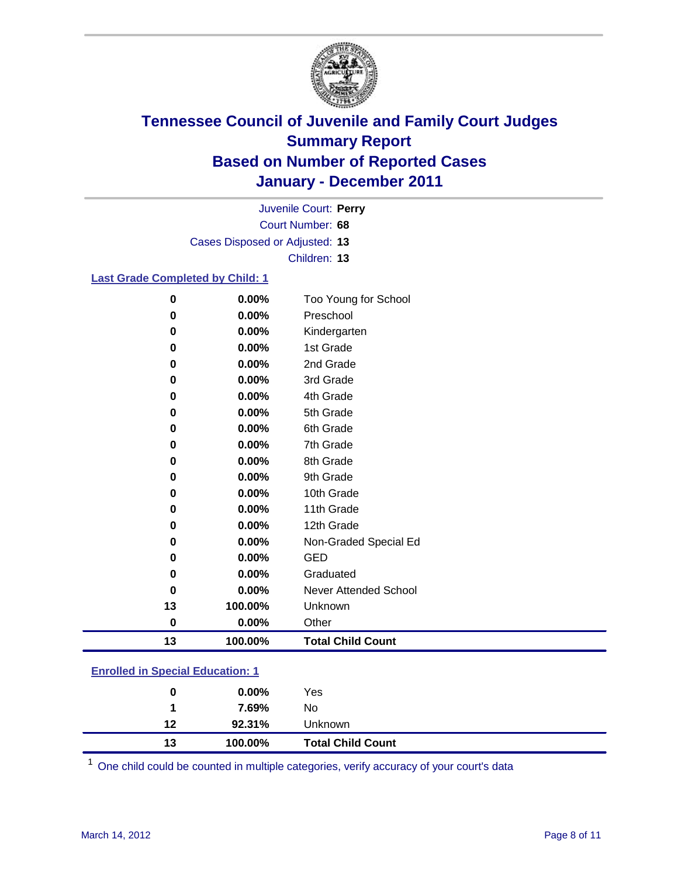# Tennessee Council of Juvenile and Family Court Judges
## Summary Report
## Based on Number of Reported Cases
## January - December 2011

Juvenile Court: **Perry**
Court Number: **68**
Cases Disposed or Adjusted: **13**
Children: **13**

### Last Grade Completed by Child: 1

| | | |
|---|---|---|
| 0 | 0.00% | Too Young for School |
| 0 | 0.00% | Preschool |
| 0 | 0.00% | Kindergarten |
| 0 | 0.00% | 1st Grade |
| 0 | 0.00% | 2nd Grade |
| 0 | 0.00% | 3rd Grade |
| 0 | 0.00% | 4th Grade |
| 0 | 0.00% | 5th Grade |
| 0 | 0.00% | 6th Grade |
| 0 | 0.00% | 7th Grade |
| 0 | 0.00% | 8th Grade |
| 0 | 0.00% | 9th Grade |
| 0 | 0.00% | 10th Grade |
| 0 | 0.00% | 11th Grade |
| 0 | 0.00% | 12th Grade |
| 0 | 0.00% | Non-Graded Special Ed |
| 0 | 0.00% | GED |
| 0 | 0.00% | Graduated |
| 0 | 0.00% | Never Attended School |
| 13 | 100.00% | Unknown |
| 0 | 0.00% | Other |
| **13** | **100.00%** | **Total Child Count** |

### Enrolled in Special Education: 1

| | | |
|---|---|---|
| 0 | 0.00% | Yes |
| 1 | 7.69% | No |
| 12 | 92.31% | Unknown |
| **13** | **100.00%** | **Total Child Count** |

[1] One child could be counted in multiple categories, verify accuracy of your court's data

March 14, 2012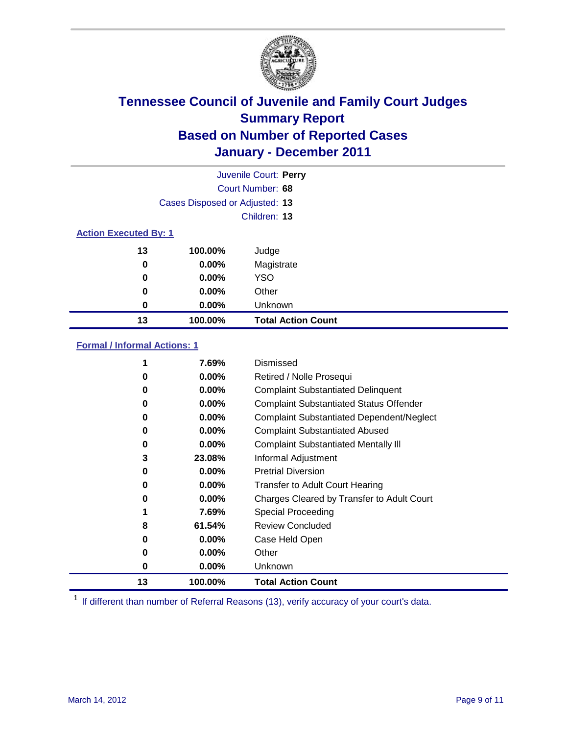# Tennessee Council of Juvenile and Family Court Judges
## Summary Report
## Based on Number of Reported Cases
## January - December 2011

Juvenile Court: **Perry**
Court Number: **68**
Cases Disposed or Adjusted: **13**
Children: **13**

### Action Executed By: 1

| | | |
|---|---|---|
| 13 | 100.00% | Judge |
| 0 | 0.00% | Magistrate |
| 0 | 0.00% | YSO |
| 0 | 0.00% | Other |
| 0 | 0.00% | Unknown |
| **13** | **100.00%** | **Total Action Count** |

### Formal / Informal Actions: 1

| | | |
|---|---|---|
| 1 | 7.69% | Dismissed |
| 0 | 0.00% | Retired / Nolle Prosequi |
| 0 | 0.00% | Complaint Substantiated Delinquent |
| 0 | 0.00% | Complaint Substantiated Status Offender |
| 0 | 0.00% | Complaint Substantiated Dependent/Neglect |
| 0 | 0.00% | Complaint Substantiated Abused |
| 0 | 0.00% | Complaint Substantiated Mentally Ill |
| 3 | 23.08% | Informal Adjustment |
| 0 | 0.00% | Pretrial Diversion |
| 0 | 0.00% | Transfer to Adult Court Hearing |
| 0 | 0.00% | Charges Cleared by Transfer to Adult Court |
| 1 | 7.69% | Special Proceeding |
| 8 | 61.54% | Review Concluded |
| 0 | 0.00% | Case Held Open |
| 0 | 0.00% | Other |
| 0 | 0.00% | Unknown |
| **13** | **100.00%** | **Total Action Count** |

[1] If different than number of Referral Reasons (13), verify accuracy of your court's data.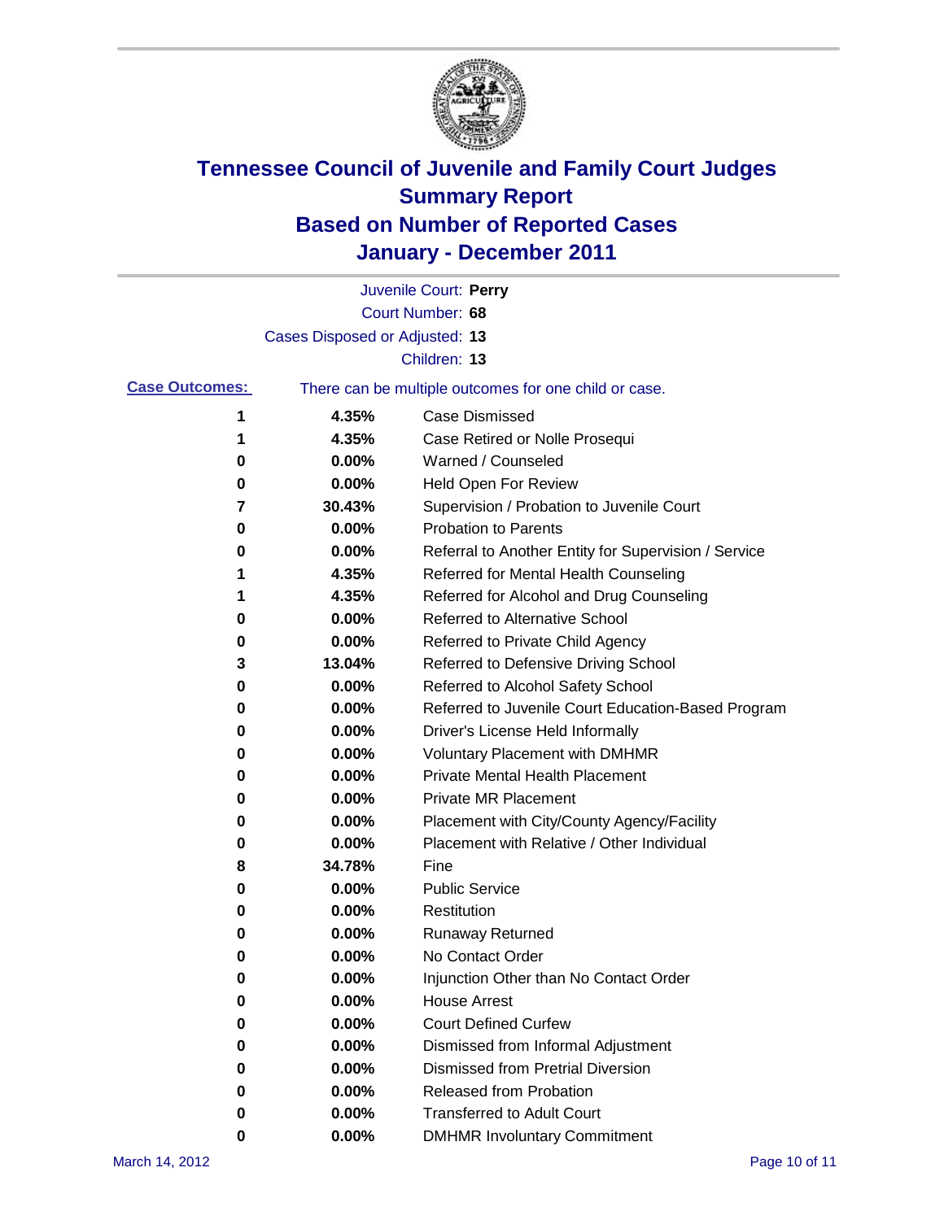# Tennessee Council of Juvenile and Family Court Judges
## Summary Report
## Based on Number of Reported Cases
## January - December 2011

Juvenile Court: **Perry**
Court Number: **68**
Cases Disposed or Adjusted: **13**
Children: **13**

**Case Outcomes:** There can be multiple outcomes for one child or case.

| | | |
|---|---|---|
| 1 | 4.35% | Case Dismissed |
| 1 | 4.35% | Case Retired or Nolle Prosequi |
| 0 | 0.00% | Warned / Counseled |
| 0 | 0.00% | Held Open For Review |
| 7 | 30.43% | Supervision / Probation to Juvenile Court |
| 0 | 0.00% | Probation to Parents |
| 0 | 0.00% | Referral to Another Entity for Supervision / Service |
| 1 | 4.35% | Referred for Mental Health Counseling |
| 1 | 4.35% | Referred for Alcohol and Drug Counseling |
| 0 | 0.00% | Referred to Alternative School |
| 0 | 0.00% | Referred to Private Child Agency |
| 3 | 13.04% | Referred to Defensive Driving School |
| 0 | 0.00% | Referred to Alcohol Safety School |
| 0 | 0.00% | Referred to Juvenile Court Education-Based Program |
| 0 | 0.00% | Driver's License Held Informally |
| 0 | 0.00% | Voluntary Placement with DMHMR |
| 0 | 0.00% | Private Mental Health Placement |
| 0 | 0.00% | Private MR Placement |
| 0 | 0.00% | Placement with City/County Agency/Facility |
| 0 | 0.00% | Placement with Relative / Other Individual |
| 8 | 34.78% | Fine |
| 0 | 0.00% | Public Service |
| 0 | 0.00% | Restitution |
| 0 | 0.00% | Runaway Returned |
| 0 | 0.00% | No Contact Order |
| 0 | 0.00% | Injunction Other than No Contact Order |
| 0 | 0.00% | House Arrest |
| 0 | 0.00% | Court Defined Curfew |
| 0 | 0.00% | Dismissed from Informal Adjustment |
| 0 | 0.00% | Dismissed from Pretrial Diversion |
| 0 | 0.00% | Released from Probation |
| 0 | 0.00% | Transferred to Adult Court |
| 0 | 0.00% | DMHMR Involuntary Commitment |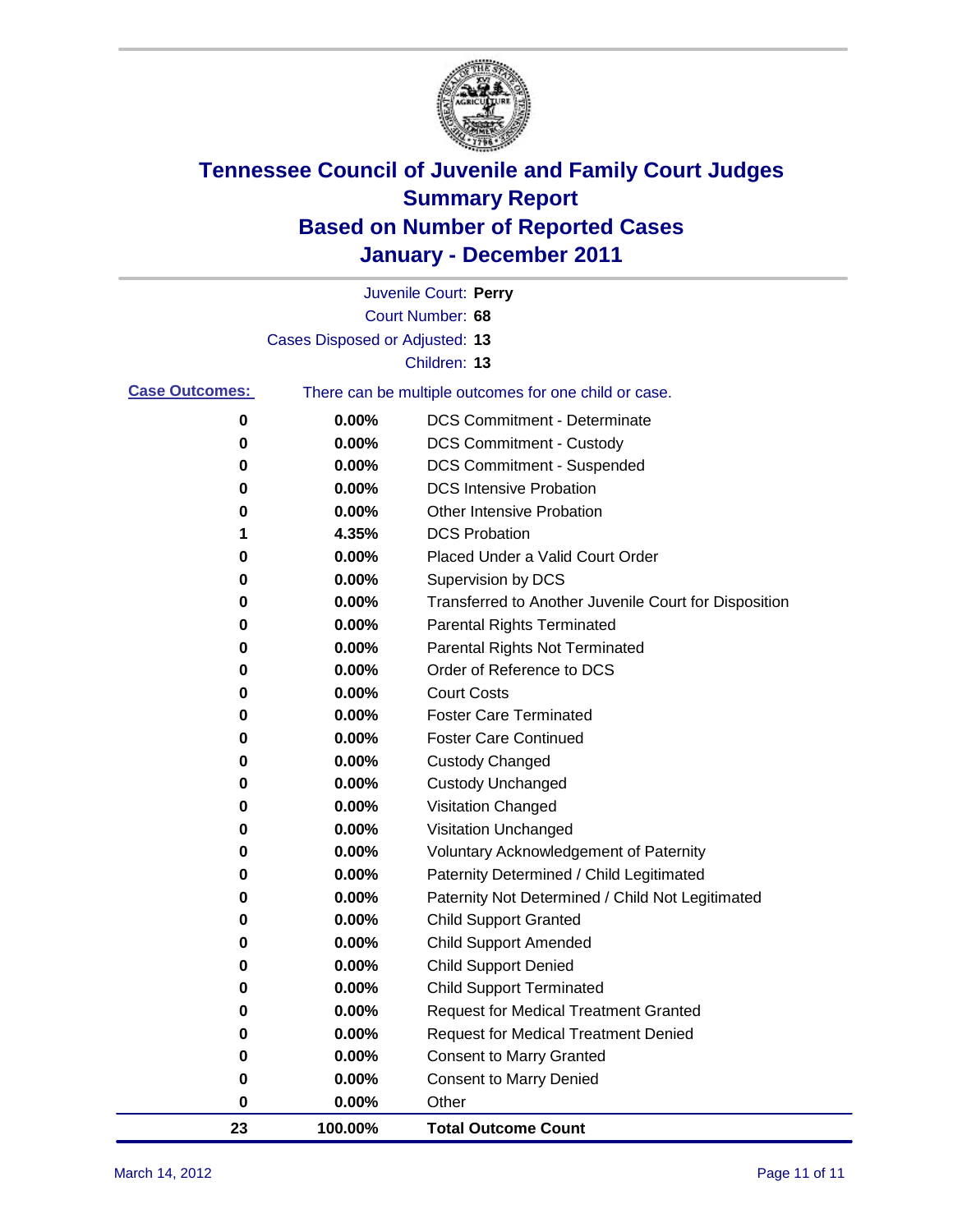# Tennessee Council of Juvenile and Family Court Judges
# Summary Report
# Based on Number of Reported Cases
# January - December 2011

Juvenile Court: **Perry**

Court Number: **68**

Cases Disposed or Adjusted: **13**

Children: **13**

**Case Outcomes:** There can be multiple outcomes for one child or case.

| | | |
|---|---|---|
| 0 | 0.00% | DCS Commitment - Determinate |
| 0 | 0.00% | DCS Commitment - Custody |
| 0 | 0.00% | DCS Commitment - Suspended |
| 0 | 0.00% | DCS Intensive Probation |
| 0 | 0.00% | Other Intensive Probation |
| 1 | 4.35% | DCS Probation |
| 0 | 0.00% | Placed Under a Valid Court Order |
| 0 | 0.00% | Supervision by DCS |
| 0 | 0.00% | Transferred to Another Juvenile Court for Disposition |
| 0 | 0.00% | Parental Rights Terminated |
| 0 | 0.00% | Parental Rights Not Terminated |
| 0 | 0.00% | Order of Reference to DCS |
| 0 | 0.00% | Court Costs |
| 0 | 0.00% | Foster Care Terminated |
| 0 | 0.00% | Foster Care Continued |
| 0 | 0.00% | Custody Changed |
| 0 | 0.00% | Custody Unchanged |
| 0 | 0.00% | Visitation Changed |
| 0 | 0.00% | Visitation Unchanged |
| 0 | 0.00% | Voluntary Acknowledgement of Paternity |
| 0 | 0.00% | Paternity Determined / Child Legitimated |
| 0 | 0.00% | Paternity Not Determined / Child Not Legitimated |
| 0 | 0.00% | Child Support Granted |
| 0 | 0.00% | Child Support Amended |
| 0 | 0.00% | Child Support Denied |
| 0 | 0.00% | Child Support Terminated |
| 0 | 0.00% | Request for Medical Treatment Granted |
| 0 | 0.00% | Request for Medical Treatment Denied |
| 0 | 0.00% | Consent to Marry Granted |
| 0 | 0.00% | Consent to Marry Denied |
| 0 | 0.00% | Other |
| **23** | **100.00%** | **Total Outcome Count** |

March 14, 2012